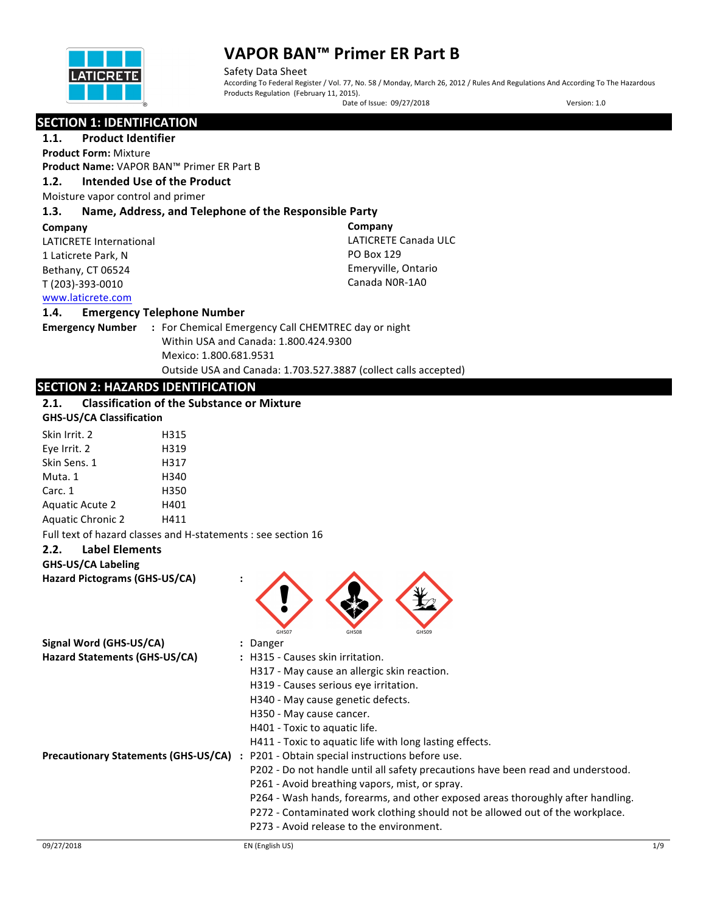# VAPOR BAN™ Primer ER Part B

Safety Data Sheet

According To Federal Register / Vol. 77, No. 58 / Monday, March 26, 2012 / Rules And Regulations And According To The Hazardous Products Regulation (February 11, 2015).

Date of Issue: 09/27/2018 Version: 1.0

## SECTION 1: IDENTIFICATION

### 1.1. Product Identifier

**Product Form:** Mixture

**Product Name:** VAPOR BAN™ Primer ER Part B

### 1.2. Intended Use of the Product

Moisture vapor control and primer

### 1.3. Name, Address, and Telephone of the Responsible Party

**Company**
LATICRETE International
1 Laticrete Park, N
Bethany, CT 06524
T (203)-393-0010
www.laticrete.com

**Company**
LATICRETE Canada ULC
PO Box 129
Emeryville, Ontario
Canada N0R-1A0

### 1.4. Emergency Telephone Number

**Emergency Number** : For Chemical Emergency Call CHEMTREC day or night
Within USA and Canada: 1.800.424.9300
Mexico: 1.800.681.9531
Outside USA and Canada: 1.703.527.3887 (collect calls accepted)

## SECTION 2: HAZARDS IDENTIFICATION

### 2.1. Classification of the Substance or Mixture

**GHS-US/CA Classification**

| | |
|---|---|
| Skin Irrit. 2 | H315 |
| Eye Irrit. 2 | H319 |
| Skin Sens. 1 | H317 |
| Muta. 1 | H340 |
| Carc. 1 | H350 |
| Aquatic Acute 2 | H401 |
| Aquatic Chronic 2 | H411 |

Full text of hazard classes and H-statements : see section 16

### 2.2. Label Elements

**GHS-US/CA Labeling**

**Hazard Pictograms (GHS-US/CA)** : GHS07 GHS08 GHS09

**Signal Word (GHS-US/CA)** : Danger

**Hazard Statements (GHS-US/CA)** : H315 - Causes skin irritation.
H317 - May cause an allergic skin reaction.
H319 - Causes serious eye irritation.
H340 - May cause genetic defects.
H350 - May cause cancer.
H401 - Toxic to aquatic life.
H411 - Toxic to aquatic life with long lasting effects.

**Precautionary Statements (GHS-US/CA)** : P201 - Obtain special instructions before use.
P202 - Do not handle until all safety precautions have been read and understood.
P261 - Avoid breathing vapors, mist, or spray.
P264 - Wash hands, forearms, and other exposed areas thoroughly after handling.
P272 - Contaminated work clothing should not be allowed out of the workplace.
P273 - Avoid release to the environment.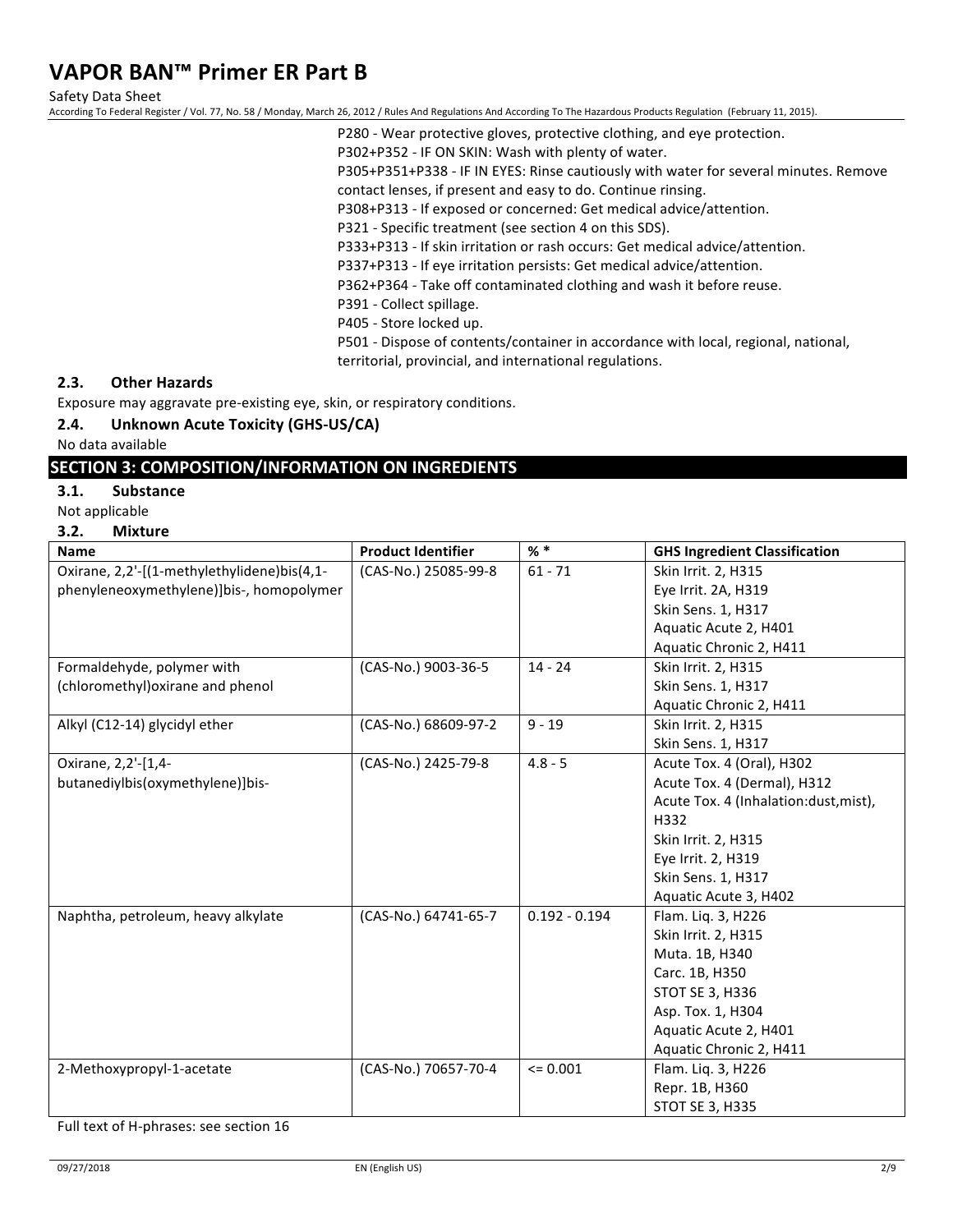P280 - Wear protective gloves, protective clothing, and eye protection.
P302+P352 - IF ON SKIN: Wash with plenty of water.
P305+P351+P338 - IF IN EYES: Rinse cautiously with water for several minutes. Remove contact lenses, if present and easy to do. Continue rinsing.
P308+P313 - If exposed or concerned: Get medical advice/attention.
P321 - Specific treatment (see section 4 on this SDS).
P333+P313 - If skin irritation or rash occurs: Get medical advice/attention.
P337+P313 - If eye irritation persists: Get medical advice/attention.
P362+P364 - Take off contaminated clothing and wash it before reuse.
P391 - Collect spillage.
P405 - Store locked up.
P501 - Dispose of contents/container in accordance with local, regional, national, territorial, provincial, and international regulations.

### 2.3. Other Hazards

Exposure may aggravate pre-existing eye, skin, or respiratory conditions.

### 2.4. Unknown Acute Toxicity (GHS-US/CA)

No data available

## SECTION 3: COMPOSITION/INFORMATION ON INGREDIENTS

### 3.1. Substance

Not applicable

### 3.2. Mixture

| Name | Product Identifier | % * | GHS Ingredient Classification |
|---|---|---|---|
| Oxirane, 2,2'-[(1-methylethylidene)bis(4,1-phenyleneoxymethylene)]bis-, homopolymer | (CAS-No.) 25085-99-8 | 61 - 71 | Skin Irrit. 2, H315<br>Eye Irrit. 2A, H319<br>Skin Sens. 1, H317<br>Aquatic Acute 2, H401<br>Aquatic Chronic 2, H411 |
| Formaldehyde, polymer with (chloromethyl)oxirane and phenol | (CAS-No.) 9003-36-5 | 14 - 24 | Skin Irrit. 2, H315<br>Skin Sens. 1, H317<br>Aquatic Chronic 2, H411 |
| Alkyl (C12-14) glycidyl ether | (CAS-No.) 68609-97-2 | 9 - 19 | Skin Irrit. 2, H315<br>Skin Sens. 1, H317 |
| Oxirane, 2,2'-[1,4-butanediylbis(oxymethylene)]bis- | (CAS-No.) 2425-79-8 | 4.8 - 5 | Acute Tox. 4 (Oral), H302<br>Acute Tox. 4 (Dermal), H312<br>Acute Tox. 4 (Inhalation:dust,mist), H332<br>Skin Irrit. 2, H315<br>Eye Irrit. 2, H319<br>Skin Sens. 1, H317<br>Aquatic Acute 3, H402 |
| Naphtha, petroleum, heavy alkylate | (CAS-No.) 64741-65-7 | 0.192 - 0.194 | Flam. Liq. 3, H226<br>Skin Irrit. 2, H315<br>Muta. 1B, H340<br>Carc. 1B, H350<br>STOT SE 3, H336<br>Asp. Tox. 1, H304<br>Aquatic Acute 2, H401<br>Aquatic Chronic 2, H411 |
| 2-Methoxypropyl-1-acetate | (CAS-No.) 70657-70-4 | <= 0.001 | Flam. Liq. 3, H226<br>Repr. 1B, H360<br>STOT SE 3, H335 |

Full text of H-phrases: see section 16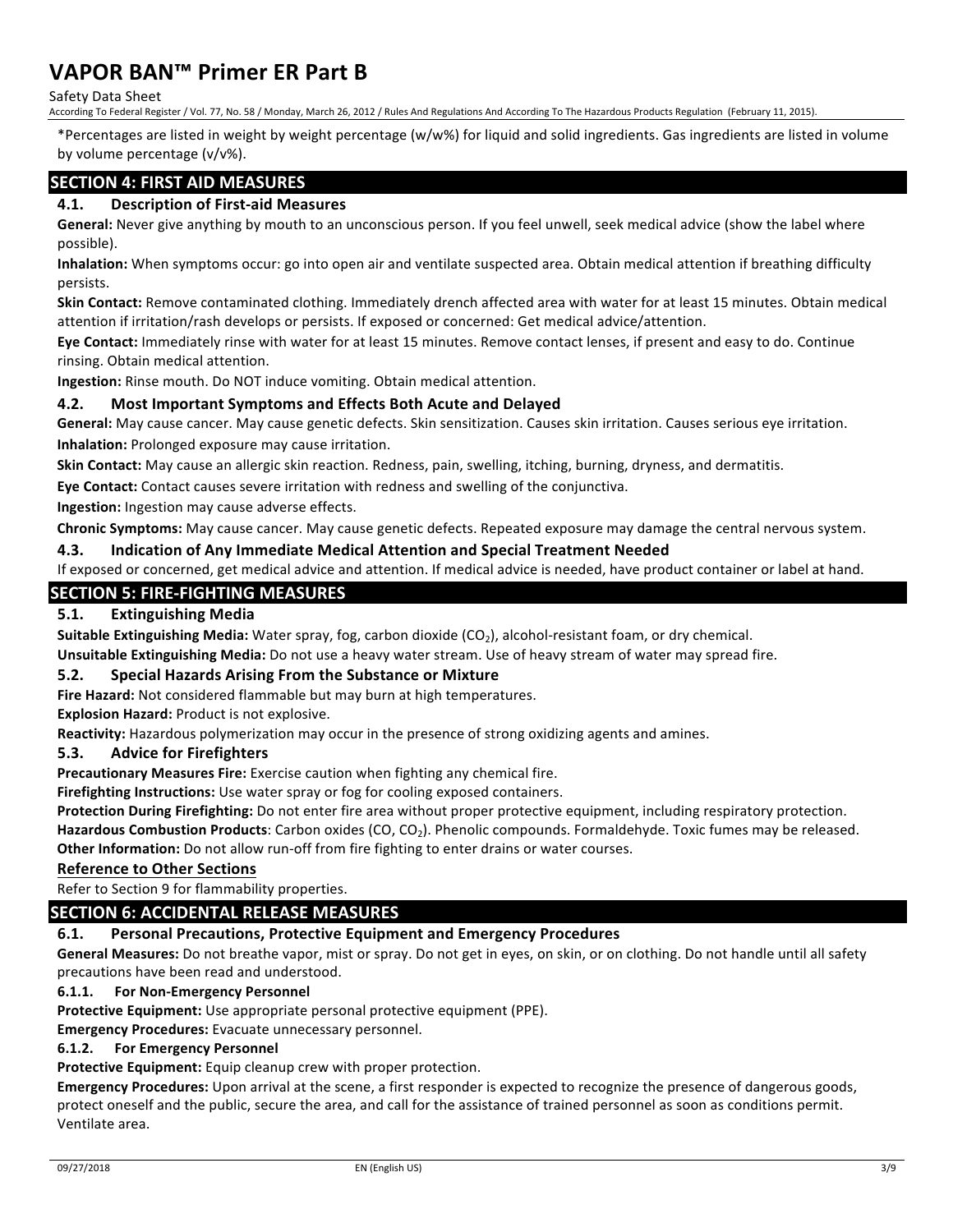*Percentages are listed in weight by weight percentage (w/w%) for liquid and solid ingredients. Gas ingredients are listed in volume by volume percentage (v/v%).

## SECTION 4: FIRST AID MEASURES

### 4.1. Description of First-aid Measures

**General:** Never give anything by mouth to an unconscious person. If you feel unwell, seek medical advice (show the label where possible).

**Inhalation:** When symptoms occur: go into open air and ventilate suspected area. Obtain medical attention if breathing difficulty persists.

**Skin Contact:** Remove contaminated clothing. Immediately drench affected area with water for at least 15 minutes. Obtain medical attention if irritation/rash develops or persists. If exposed or concerned: Get medical advice/attention.

**Eye Contact:** Immediately rinse with water for at least 15 minutes. Remove contact lenses, if present and easy to do. Continue rinsing. Obtain medical attention.

**Ingestion:** Rinse mouth. Do NOT induce vomiting. Obtain medical attention.

### 4.2. Most Important Symptoms and Effects Both Acute and Delayed

**General:** May cause cancer. May cause genetic defects. Skin sensitization. Causes skin irritation. Causes serious eye irritation.

**Inhalation:** Prolonged exposure may cause irritation.

**Skin Contact:** May cause an allergic skin reaction. Redness, pain, swelling, itching, burning, dryness, and dermatitis.

**Eye Contact:** Contact causes severe irritation with redness and swelling of the conjunctiva.

**Ingestion:** Ingestion may cause adverse effects.

**Chronic Symptoms:** May cause cancer. May cause genetic defects. Repeated exposure may damage the central nervous system.

### 4.3. Indication of Any Immediate Medical Attention and Special Treatment Needed

If exposed or concerned, get medical advice and attention. If medical advice is needed, have product container or label at hand.

## SECTION 5: FIRE-FIGHTING MEASURES

### 5.1. Extinguishing Media

**Suitable Extinguishing Media:** Water spray, fog, carbon dioxide ($CO_2$), alcohol-resistant foam, or dry chemical.

**Unsuitable Extinguishing Media:** Do not use a heavy water stream. Use of heavy stream of water may spread fire.

### 5.2. Special Hazards Arising From the Substance or Mixture

**Fire Hazard:** Not considered flammable but may burn at high temperatures.

**Explosion Hazard:** Product is not explosive.

**Reactivity:** Hazardous polymerization may occur in the presence of strong oxidizing agents and amines.

### 5.3. Advice for Firefighters

**Precautionary Measures Fire:** Exercise caution when fighting any chemical fire.

**Firefighting Instructions:** Use water spray or fog for cooling exposed containers.

**Protection During Firefighting:** Do not enter fire area without proper protective equipment, including respiratory protection.

**Hazardous Combustion Products**: Carbon oxides (CO, $CO_2$). Phenolic compounds. Formaldehyde. Toxic fumes may be released.

**Other Information:** Do not allow run-off from fire fighting to enter drains or water courses.

**Reference to Other Sections**

Refer to Section 9 for flammability properties.

## SECTION 6: ACCIDENTAL RELEASE MEASURES

### 6.1. Personal Precautions, Protective Equipment and Emergency Procedures

**General Measures:** Do not breathe vapor, mist or spray. Do not get in eyes, on skin, or on clothing. Do not handle until all safety precautions have been read and understood.

#### 6.1.1. For Non-Emergency Personnel

**Protective Equipment:** Use appropriate personal protective equipment (PPE).

**Emergency Procedures:** Evacuate unnecessary personnel.

#### 6.1.2. For Emergency Personnel

**Protective Equipment:** Equip cleanup crew with proper protection.

**Emergency Procedures:** Upon arrival at the scene, a first responder is expected to recognize the presence of dangerous goods, protect oneself and the public, secure the area, and call for the assistance of trained personnel as soon as conditions permit. Ventilate area.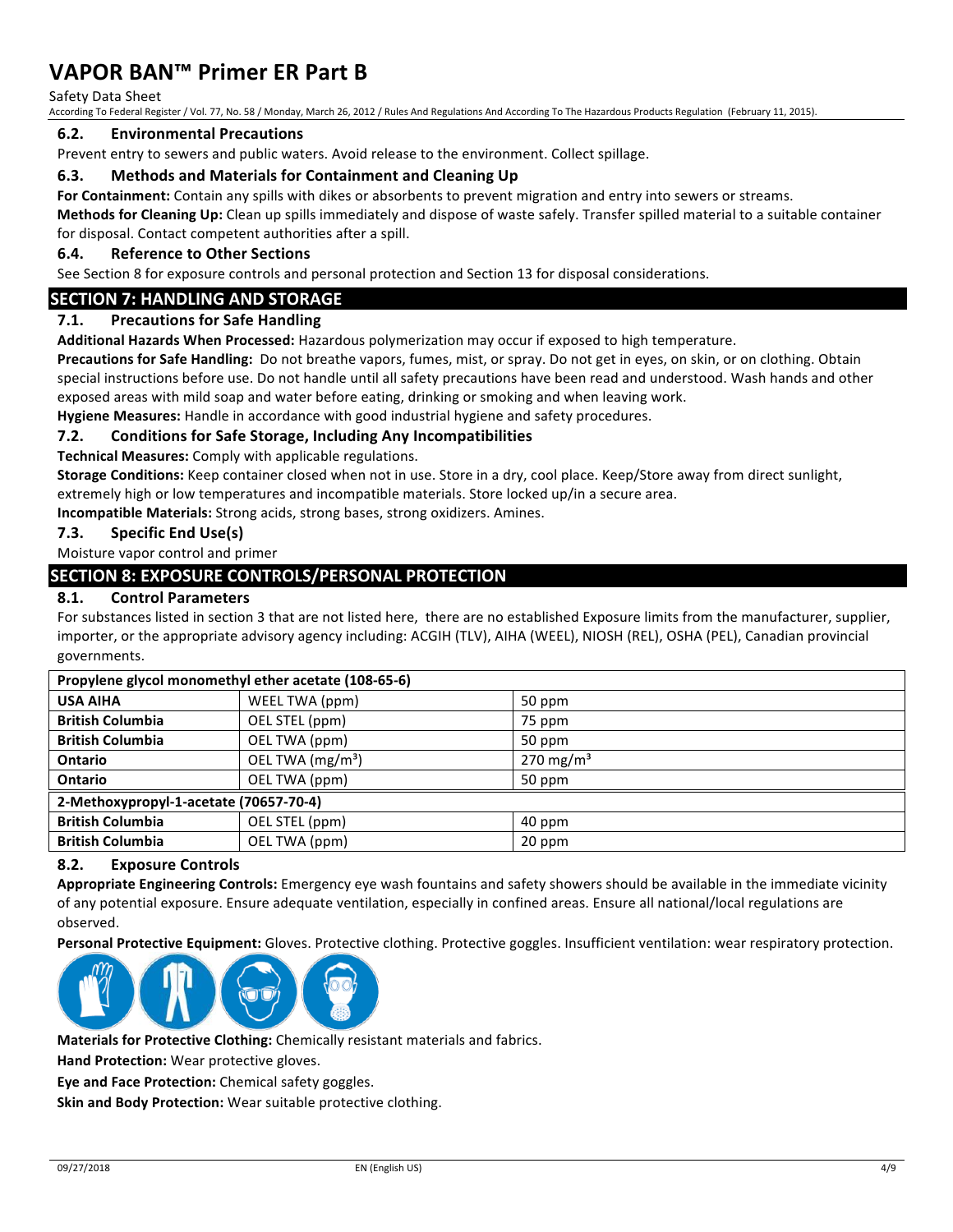### 6.2. Environmental Precautions

Prevent entry to sewers and public waters. Avoid release to the environment. Collect spillage.

### 6.3. Methods and Materials for Containment and Cleaning Up

**For Containment:** Contain any spills with dikes or absorbents to prevent migration and entry into sewers or streams.

**Methods for Cleaning Up:** Clean up spills immediately and dispose of waste safely. Transfer spilled material to a suitable container for disposal. Contact competent authorities after a spill.

### 6.4. Reference to Other Sections

See Section 8 for exposure controls and personal protection and Section 13 for disposal considerations.

## SECTION 7: HANDLING AND STORAGE

### 7.1. Precautions for Safe Handling

**Additional Hazards When Processed:** Hazardous polymerization may occur if exposed to high temperature.

**Precautions for Safe Handling:** Do not breathe vapors, fumes, mist, or spray. Do not get in eyes, on skin, or on clothing. Obtain special instructions before use. Do not handle until all safety precautions have been read and understood. Wash hands and other exposed areas with mild soap and water before eating, drinking or smoking and when leaving work.

**Hygiene Measures:** Handle in accordance with good industrial hygiene and safety procedures.

### 7.2. Conditions for Safe Storage, Including Any Incompatibilities

**Technical Measures:** Comply with applicable regulations.

**Storage Conditions:** Keep container closed when not in use. Store in a dry, cool place. Keep/Store away from direct sunlight, extremely high or low temperatures and incompatible materials. Store locked up/in a secure area.

**Incompatible Materials:** Strong acids, strong bases, strong oxidizers. Amines.

### 7.3. Specific End Use(s)

Moisture vapor control and primer

## SECTION 8: EXPOSURE CONTROLS/PERSONAL PROTECTION

### 8.1. Control Parameters

For substances listed in section 3 that are not listed here, there are no established Exposure limits from the manufacturer, supplier, importer, or the appropriate advisory agency including: ACGIH (TLV), AIHA (WEEL), NIOSH (REL), OSHA (PEL), Canadian provincial governments.

| Propylene glycol monomethyl ether acetate (108-65-6) | | |
|---|---|---|
| **USA AIHA** | WEEL TWA (ppm) | 50 ppm |
| **British Columbia** | OEL STEL (ppm) | 75 ppm |
| **British Columbia** | OEL TWA (ppm) | 50 ppm |
| **Ontario** | OEL TWA (mg/m³) | 270 mg/m³ |
| **Ontario** | OEL TWA (ppm) | 50 ppm |
| **2-Methoxypropyl-1-acetate (70657-70-4)** | | |
| **British Columbia** | OEL STEL (ppm) | 40 ppm |
| **British Columbia** | OEL TWA (ppm) | 20 ppm |

### 8.2. Exposure Controls

**Appropriate Engineering Controls:** Emergency eye wash fountains and safety showers should be available in the immediate vicinity of any potential exposure. Ensure adequate ventilation, especially in confined areas. Ensure all national/local regulations are observed.

**Personal Protective Equipment:** Gloves. Protective clothing. Protective goggles. Insufficient ventilation: wear respiratory protection.

**Materials for Protective Clothing:** Chemically resistant materials and fabrics.

**Hand Protection:** Wear protective gloves.

**Eye and Face Protection:** Chemical safety goggles.

**Skin and Body Protection:** Wear suitable protective clothing.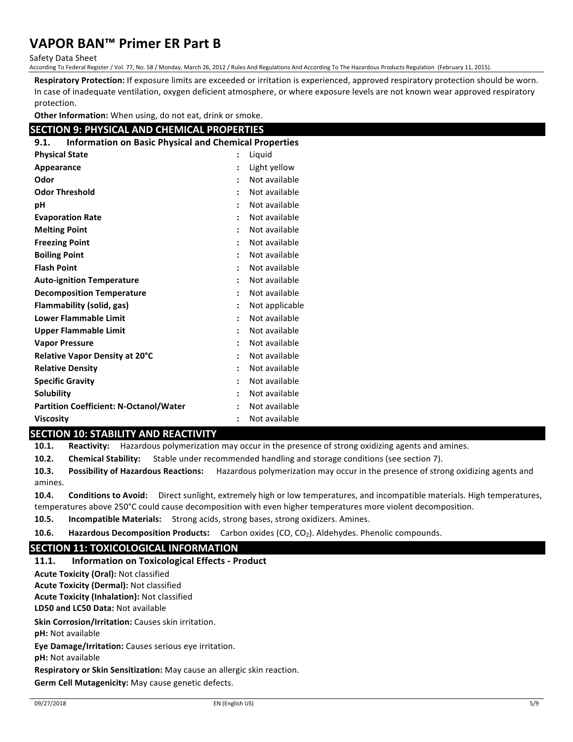**Respiratory Protection:** If exposure limits are exceeded or irritation is experienced, approved respiratory protection should be worn. In case of inadequate ventilation, oxygen deficient atmosphere, or where exposure levels are not known wear approved respiratory protection.

**Other Information:** When using, do not eat, drink or smoke.

## SECTION 9: PHYSICAL AND CHEMICAL PROPERTIES

### 9.1. Information on Basic Physical and Chemical Properties

| Property | Value |
|---|---|
| **Physical State** | Liquid |
| **Appearance** | Light yellow |
| **Odor** | Not available |
| **Odor Threshold** | Not available |
| **pH** | Not available |
| **Evaporation Rate** | Not available |
| **Melting Point** | Not available |
| **Freezing Point** | Not available |
| **Boiling Point** | Not available |
| **Flash Point** | Not available |
| **Auto-ignition Temperature** | Not available |
| **Decomposition Temperature** | Not available |
| **Flammability (solid, gas)** | Not applicable |
| **Lower Flammable Limit** | Not available |
| **Upper Flammable Limit** | Not available |
| **Vapor Pressure** | Not available |
| **Relative Vapor Density at 20°C** | Not available |
| **Relative Density** | Not available |
| **Specific Gravity** | Not available |
| **Solubility** | Not available |
| **Partition Coefficient: N-Octanol/Water** | Not available |
| **Viscosity** | Not available |

## SECTION 10: STABILITY AND REACTIVITY

**10.1. Reactivity:** Hazardous polymerization may occur in the presence of strong oxidizing agents and amines.

**10.2. Chemical Stability:** Stable under recommended handling and storage conditions (see section 7).

**10.3. Possibility of Hazardous Reactions:** Hazardous polymerization may occur in the presence of strong oxidizing agents and amines.

**10.4. Conditions to Avoid:** Direct sunlight, extremely high or low temperatures, and incompatible materials. High temperatures, temperatures above 250°C could cause decomposition with even higher temperatures more violent decomposition.

**10.5. Incompatible Materials:** Strong acids, strong bases, strong oxidizers. Amines.

**10.6. Hazardous Decomposition Products:** Carbon oxides ($CO$, $CO_2$). Aldehydes. Phenolic compounds.

## SECTION 11: TOXICOLOGICAL INFORMATION

### 11.1. Information on Toxicological Effects - Product

**Acute Toxicity (Oral):** Not classified

**Acute Toxicity (Dermal):** Not classified

**Acute Toxicity (Inhalation):** Not classified

**LD50 and LC50 Data:** Not available

**Skin Corrosion/Irritation:** Causes skin irritation.

**pH:** Not available

**Eye Damage/Irritation:** Causes serious eye irritation.

**pH:** Not available

**Respiratory or Skin Sensitization:** May cause an allergic skin reaction.

**Germ Cell Mutagenicity:** May cause genetic defects.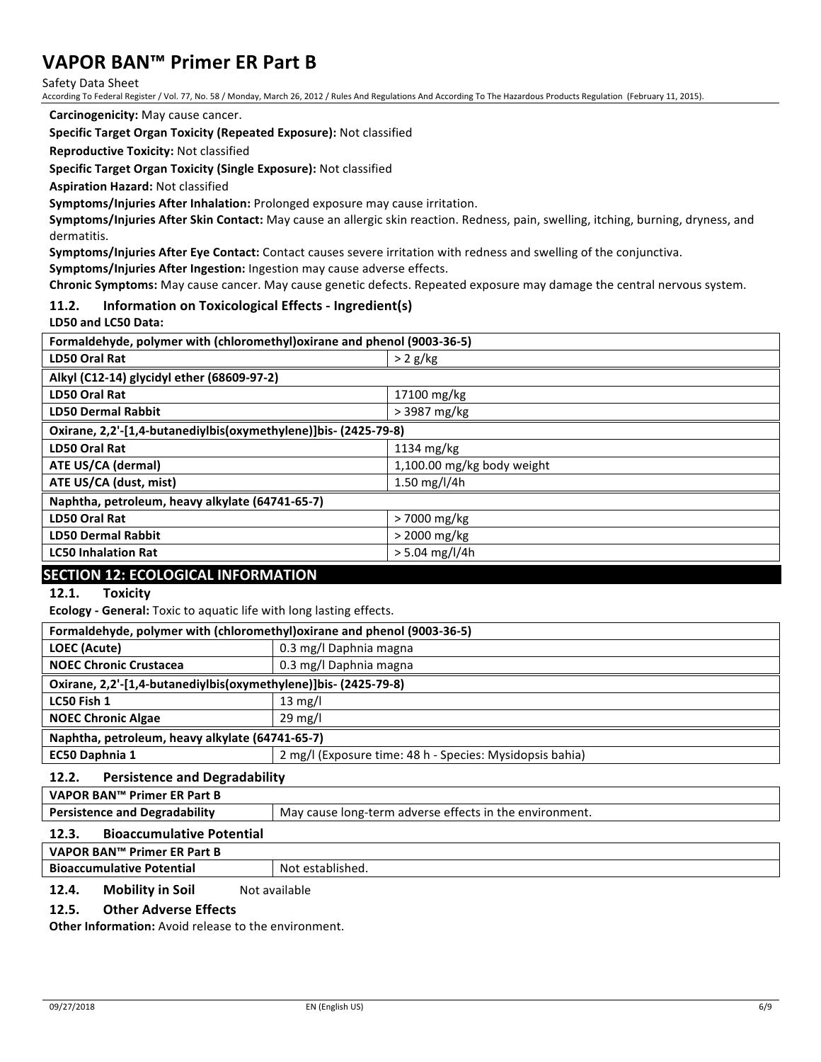**Carcinogenicity:** May cause cancer.

**Specific Target Organ Toxicity (Repeated Exposure):** Not classified

**Reproductive Toxicity:** Not classified

**Specific Target Organ Toxicity (Single Exposure):** Not classified

**Aspiration Hazard:** Not classified

**Symptoms/Injuries After Inhalation:** Prolonged exposure may cause irritation.

**Symptoms/Injuries After Skin Contact:** May cause an allergic skin reaction. Redness, pain, swelling, itching, burning, dryness, and dermatitis.

**Symptoms/Injuries After Eye Contact:** Contact causes severe irritation with redness and swelling of the conjunctiva.

**Symptoms/Injuries After Ingestion:** Ingestion may cause adverse effects.

**Chronic Symptoms:** May cause cancer. May cause genetic defects. Repeated exposure may damage the central nervous system.

### 11.2. Information on Toxicological Effects - Ingredient(s)

**LD50 and LC50 Data:**

| Formaldehyde, polymer with (chloromethyl)oxirane and phenol (9003-36-5) | |
|---|---|
| **LD50 Oral Rat** | > 2 g/kg |
| **Alkyl (C12-14) glycidyl ether (68609-97-2)** | |
| **LD50 Oral Rat** | 17100 mg/kg |
| **LD50 Dermal Rabbit** | > 3987 mg/kg |
| **Oxirane, 2,2'-[1,4-butanediylbis(oxymethylene)]bis- (2425-79-8)** | |
| **LD50 Oral Rat** | 1134 mg/kg |
| **ATE US/CA (dermal)** | 1,100.00 mg/kg body weight |
| **ATE US/CA (dust, mist)** | 1.50 mg/l/4h |
| **Naphtha, petroleum, heavy alkylate (64741-65-7)** | |
| **LD50 Oral Rat** | > 7000 mg/kg |
| **LD50 Dermal Rabbit** | > 2000 mg/kg |
| **LC50 Inhalation Rat** | > 5.04 mg/l/4h |

## SECTION 12: ECOLOGICAL INFORMATION

### 12.1. Toxicity

**Ecology - General:** Toxic to aquatic life with long lasting effects.

| Formaldehyde, polymer with (chloromethyl)oxirane and phenol (9003-36-5) | |
|---|---|
| **LOEC (Acute)** | 0.3 mg/l Daphnia magna |
| **NOEC Chronic Crustacea** | 0.3 mg/l Daphnia magna |
| **Oxirane, 2,2'-[1,4-butanediylbis(oxymethylene)]bis- (2425-79-8)** | |
| **LC50 Fish 1** | 13 mg/l |
| **NOEC Chronic Algae** | 29 mg/l |
| **Naphtha, petroleum, heavy alkylate (64741-65-7)** | |
| **EC50 Daphnia 1** | 2 mg/l (Exposure time: 48 h - Species: Mysidopsis bahia) |

### 12.2. Persistence and Degradability

| VAPOR BAN™ Primer ER Part B | |
|---|---|
| **Persistence and Degradability** | May cause long-term adverse effects in the environment. |

### 12.3. Bioaccumulative Potential

| VAPOR BAN™ Primer ER Part B | |
|---|---|
| **Bioaccumulative Potential** | Not established. |

### 12.4. Mobility in Soil

Not available

### 12.5. Other Adverse Effects

**Other Information:** Avoid release to the environment.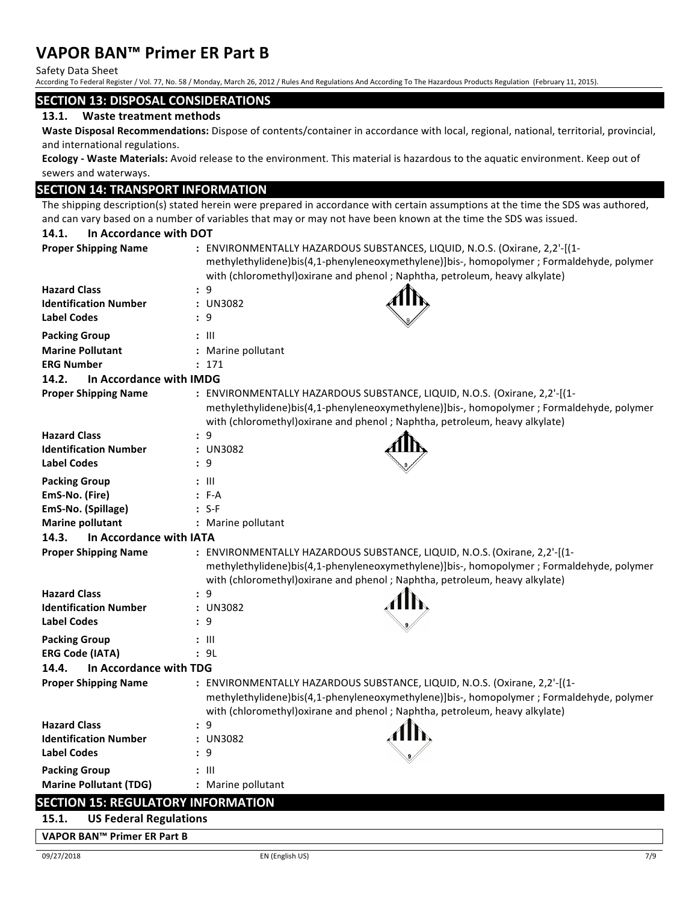## SECTION 13: DISPOSAL CONSIDERATIONS

### 13.1. Waste treatment methods

**Waste Disposal Recommendations:** Dispose of contents/container in accordance with local, regional, national, territorial, provincial, and international regulations.

**Ecology - Waste Materials:** Avoid release to the environment. This material is hazardous to the aquatic environment. Keep out of sewers and waterways.

## SECTION 14: TRANSPORT INFORMATION

The shipping description(s) stated herein were prepared in accordance with certain assumptions at the time the SDS was authored, and can vary based on a number of variables that may or may not have been known at the time the SDS was issued.

### 14.1. In Accordance with DOT

**Proper Shipping Name** : ENVIRONMENTALLY HAZARDOUS SUBSTANCES, LIQUID, N.O.S. (Oxirane, 2,2'-[(1-methylethylidene)bis(4,1-phenyleneoxymethylene)]bis-, homopolymer ; Formaldehyde, polymer with (chloromethyl)oxirane and phenol ; Naphtha, petroleum, heavy alkylate)

**Hazard Class** : 9

**Identification Number** : UN3082

**Label Codes** : 9

**Packing Group** : III

**Marine Pollutant** : Marine pollutant

**ERG Number** : 171

### 14.2. In Accordance with IMDG

**Proper Shipping Name** : ENVIRONMENTALLY HAZARDOUS SUBSTANCE, LIQUID, N.O.S. (Oxirane, 2,2'-[(1-methylethylidene)bis(4,1-phenyleneoxymethylene)]bis-, homopolymer ; Formaldehyde, polymer with (chloromethyl)oxirane and phenol ; Naphtha, petroleum, heavy alkylate)

**Hazard Class** : 9

**Identification Number** : UN3082

**Label Codes** : 9

**Packing Group** : III

**EmS-No. (Fire)** : F-A

**EmS-No. (Spillage)** : S-F

**Marine pollutant** : Marine pollutant

### 14.3. In Accordance with IATA

**Proper Shipping Name** : ENVIRONMENTALLY HAZARDOUS SUBSTANCE, LIQUID, N.O.S. (Oxirane, 2,2'-[(1-methylethylidene)bis(4,1-phenyleneoxymethylene)]bis-, homopolymer ; Formaldehyde, polymer with (chloromethyl)oxirane and phenol ; Naphtha, petroleum, heavy alkylate)

**Hazard Class** : 9

**Identification Number** : UN3082

**Label Codes** : 9

**Packing Group** : III

**ERG Code (IATA)** : 9L

### 14.4. In Accordance with TDG

**Proper Shipping Name** : ENVIRONMENTALLY HAZARDOUS SUBSTANCE, LIQUID, N.O.S. (Oxirane, 2,2'-[(1-methylethylidene)bis(4,1-phenyleneoxymethylene)]bis-, homopolymer ; Formaldehyde, polymer with (chloromethyl)oxirane and phenol ; Naphtha, petroleum, heavy alkylate)

**Hazard Class** : 9

**Identification Number** : UN3082

**Label Codes** : 9

**Packing Group** : III

**Marine Pollutant (TDG)** : Marine pollutant

## SECTION 15: REGULATORY INFORMATION

### 15.1. US Federal Regulations

| VAPOR BAN™ Primer ER Part B |
|---|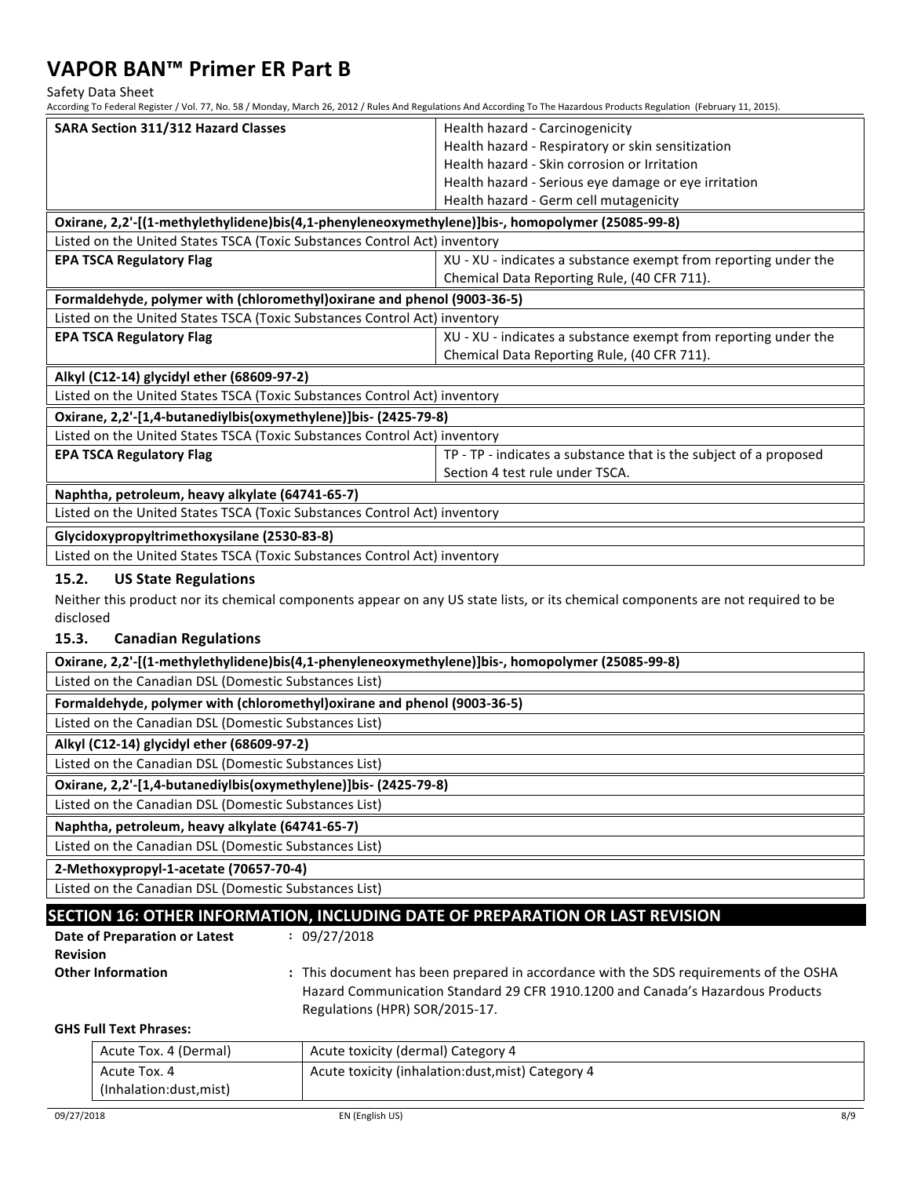| SARA Section 311/312 Hazard Classes | Health hazard - Carcinogenicity<br>Health hazard - Respiratory or skin sensitization<br>Health hazard - Skin corrosion or Irritation<br>Health hazard - Serious eye damage or eye irritation<br>Health hazard - Germ cell mutagenicity |
|---|---|

**Oxirane, 2,2'-[(1-methylethylidene)bis(4,1-phenyleneoxymethylene)]bis-, homopolymer (25085-99-8)**

Listed on the United States TSCA (Toxic Substances Control Act) inventory

| EPA TSCA Regulatory Flag | XU - XU - indicates a substance exempt from reporting under the Chemical Data Reporting Rule, (40 CFR 711). |
|---|---|

**Formaldehyde, polymer with (chloromethyl)oxirane and phenol (9003-36-5)**

Listed on the United States TSCA (Toxic Substances Control Act) inventory

| EPA TSCA Regulatory Flag | XU - XU - indicates a substance exempt from reporting under the Chemical Data Reporting Rule, (40 CFR 711). |
|---|---|

**Alkyl (C12-14) glycidyl ether (68609-97-2)**

Listed on the United States TSCA (Toxic Substances Control Act) inventory

**Oxirane, 2,2'-[1,4-butanediylbis(oxymethylene)]bis- (2425-79-8)**

Listed on the United States TSCA (Toxic Substances Control Act) inventory

| EPA TSCA Regulatory Flag | TP - TP - indicates a substance that is the subject of a proposed Section 4 test rule under TSCA. |
|---|---|

**Naphtha, petroleum, heavy alkylate (64741-65-7)**

Listed on the United States TSCA (Toxic Substances Control Act) inventory

**Glycidoxypropyltrimethoxysilane (2530-83-8)**

Listed on the United States TSCA (Toxic Substances Control Act) inventory

### 15.2. US State Regulations

Neither this product nor its chemical components appear on any US state lists, or its chemical components are not required to be disclosed

### 15.3. Canadian Regulations

**Oxirane, 2,2'-[(1-methylethylidene)bis(4,1-phenyleneoxymethylene)]bis-, homopolymer (25085-99-8)**

Listed on the Canadian DSL (Domestic Substances List)

**Formaldehyde, polymer with (chloromethyl)oxirane and phenol (9003-36-5)**

Listed on the Canadian DSL (Domestic Substances List)

**Alkyl (C12-14) glycidyl ether (68609-97-2)**

Listed on the Canadian DSL (Domestic Substances List)

**Oxirane, 2,2'-[1,4-butanediylbis(oxymethylene)]bis- (2425-79-8)**

Listed on the Canadian DSL (Domestic Substances List)

**Naphtha, petroleum, heavy alkylate (64741-65-7)**

Listed on the Canadian DSL (Domestic Substances List)

**2-Methoxypropyl-1-acetate (70657-70-4)**

Listed on the Canadian DSL (Domestic Substances List)

## SECTION 16: OTHER INFORMATION, INCLUDING DATE OF PREPARATION OR LAST REVISION

**Date of Preparation or Latest Revision** : 09/27/2018

**Other Information** : This document has been prepared in accordance with the SDS requirements of the OSHA Hazard Communication Standard 29 CFR 1910.1200 and Canada's Hazardous Products Regulations (HPR) SOR/2015-17.

**GHS Full Text Phrases:**

| | |
|---|---|
| Acute Tox. 4 (Dermal) | Acute toxicity (dermal) Category 4 |
| Acute Tox. 4 (Inhalation:dust,mist) | Acute toxicity (inhalation:dust,mist) Category 4 |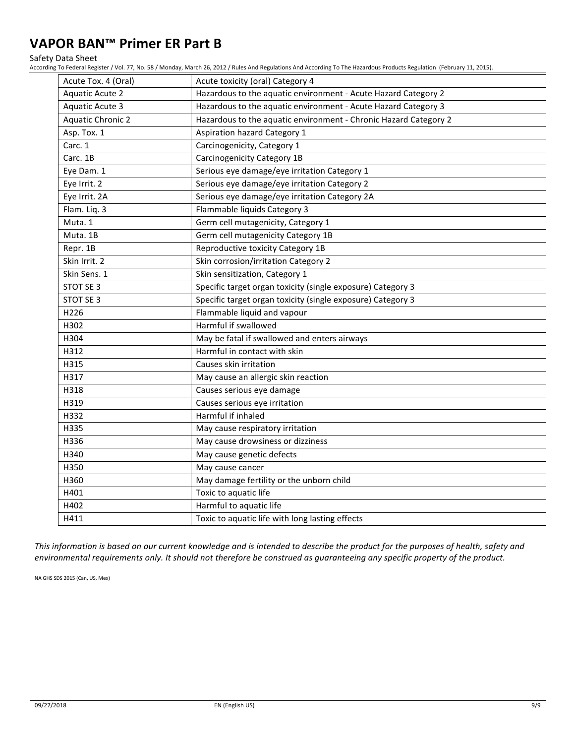| | |
|---|---|
| Acute Tox. 4 (Oral) | Acute toxicity (oral) Category 4 |
| Aquatic Acute 2 | Hazardous to the aquatic environment - Acute Hazard Category 2 |
| Aquatic Acute 3 | Hazardous to the aquatic environment - Acute Hazard Category 3 |
| Aquatic Chronic 2 | Hazardous to the aquatic environment - Chronic Hazard Category 2 |
| Asp. Tox. 1 | Aspiration hazard Category 1 |
| Carc. 1 | Carcinogenicity, Category 1 |
| Carc. 1B | Carcinogenicity Category 1B |
| Eye Dam. 1 | Serious eye damage/eye irritation Category 1 |
| Eye Irrit. 2 | Serious eye damage/eye irritation Category 2 |
| Eye Irrit. 2A | Serious eye damage/eye irritation Category 2A |
| Flam. Liq. 3 | Flammable liquids Category 3 |
| Muta. 1 | Germ cell mutagenicity, Category 1 |
| Muta. 1B | Germ cell mutagenicity Category 1B |
| Repr. 1B | Reproductive toxicity Category 1B |
| Skin Irrit. 2 | Skin corrosion/irritation Category 2 |
| Skin Sens. 1 | Skin sensitization, Category 1 |
| STOT SE 3 | Specific target organ toxicity (single exposure) Category 3 |
| STOT SE 3 | Specific target organ toxicity (single exposure) Category 3 |
| H226 | Flammable liquid and vapour |
| H302 | Harmful if swallowed |
| H304 | May be fatal if swallowed and enters airways |
| H312 | Harmful in contact with skin |
| H315 | Causes skin irritation |
| H317 | May cause an allergic skin reaction |
| H318 | Causes serious eye damage |
| H319 | Causes serious eye irritation |
| H332 | Harmful if inhaled |
| H335 | May cause respiratory irritation |
| H336 | May cause drowsiness or dizziness |
| H340 | May cause genetic defects |
| H350 | May cause cancer |
| H360 | May damage fertility or the unborn child |
| H401 | Toxic to aquatic life |
| H402 | Harmful to aquatic life |
| H411 | Toxic to aquatic life with long lasting effects |

*This information is based on our current knowledge and is intended to describe the product for the purposes of health, safety and environmental requirements only. It should not therefore be construed as guaranteeing any specific property of the product.*

NA GHS SDS 2015 (Can, US, Mex)